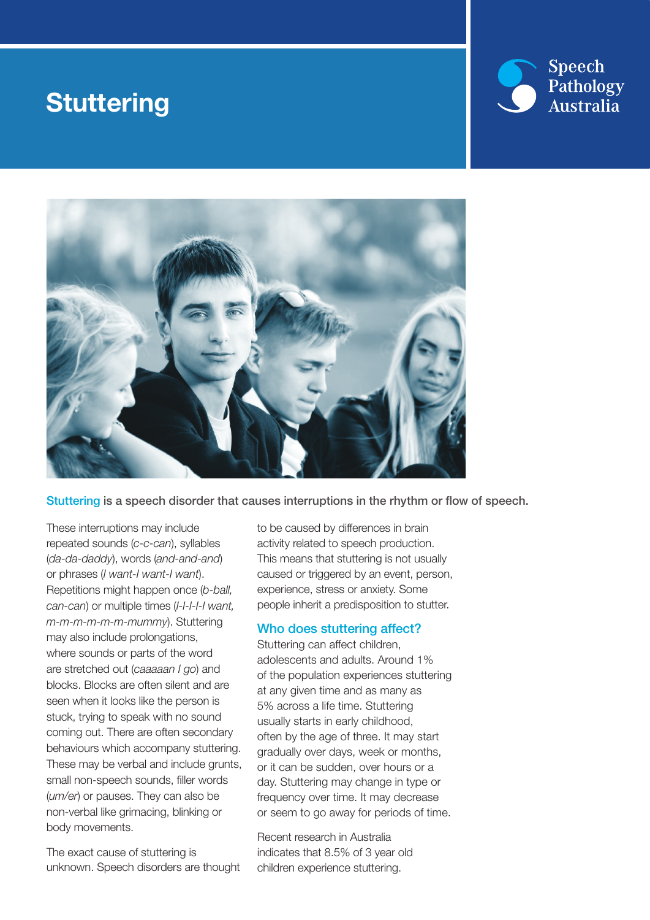# Stuttering

Speech Pathology Australia

**Stuttering is a speech disorder that causes interruptions in the rhythm or flow of speech.**

These interruptions may include repeated sounds (*c-c-can*), syllables (*da-da-daddy*), words (*and-and-and*) or phrases (*I want-I want-I want*). Repetitions might happen once (*b-ball, can-can*) or multiple times (*I-I-I-I-I want, m-m-m-m-m-m-mummy*). Stuttering may also include prolongations, where sounds or parts of the word are stretched out (*caaaaan I go*) and blocks. Blocks are often silent and are seen when it looks like the person is stuck, trying to speak with no sound coming out. There are often secondary behaviours which accompany stuttering. These may be verbal and include grunts, small non-speech sounds, filler words (*um/er*) or pauses. They can also be non-verbal like grimacing, blinking or body movements.

The exact cause of stuttering is unknown. Speech disorders are thought to be caused by differences in brain activity related to speech production. This means that stuttering is not usually caused or triggered by an event, person, experience, stress or anxiety. Some people inherit a predisposition to stutter.

## Who does stuttering affect?

Stuttering can affect children, adolescents and adults. Around 1% of the population experiences stuttering at any given time and as many as 5% across a life time. Stuttering usually starts in early childhood, often by the age of three. It may start gradually over days, week or months, or it can be sudden, over hours or a day. Stuttering may change in type or frequency over time. It may decrease or seem to go away for periods of time.

Recent research in Australia indicates that 8.5% of 3 year old children experience stuttering.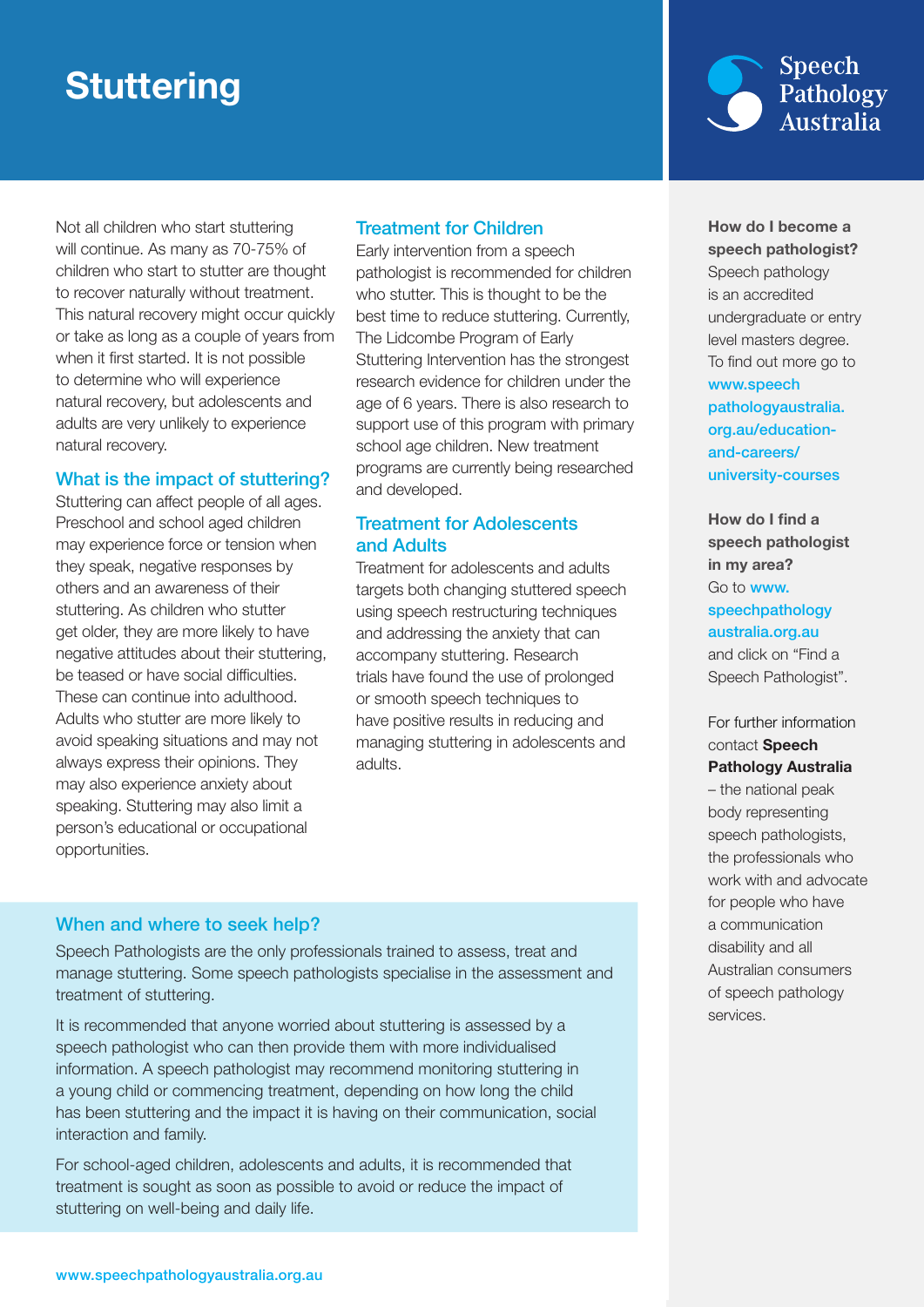# Stuttering

Speech Pathology Australia

Not all children who start stuttering will continue. As many as 70-75% of children who start to stutter are thought to recover naturally without treatment. This natural recovery might occur quickly or take as long as a couple of years from when it first started. It is not possible to determine who will experience natural recovery, but adolescents and adults are very unlikely to experience natural recovery.

## What is the impact of stuttering?

Stuttering can affect people of all ages. Preschool and school aged children may experience force or tension when they speak, negative responses by others and an awareness of their stuttering. As children who stutter get older, they are more likely to have negative attitudes about their stuttering, be teased or have social difficulties. These can continue into adulthood. Adults who stutter are more likely to avoid speaking situations and may not always express their opinions. They may also experience anxiety about speaking. Stuttering may also limit a person's educational or occupational opportunities.

## Treatment for Children

Early intervention from a speech pathologist is recommended for children who stutter. This is thought to be the best time to reduce stuttering. Currently, The Lidcombe Program of Early Stuttering Intervention has the strongest research evidence for children under the age of 6 years. There is also research to support use of this program with primary school age children. New treatment programs are currently being researched and developed.

## Treatment for Adolescents and Adults

Treatment for adolescents and adults targets both changing stuttered speech using speech restructuring techniques and addressing the anxiety that can accompany stuttering. Research trials have found the use of prolonged or smooth speech techniques to have positive results in reducing and managing stuttering in adolescents and adults.

## When and where to seek help?

Speech Pathologists are the only professionals trained to assess, treat and manage stuttering. Some speech pathologists specialise in the assessment and treatment of stuttering.

It is recommended that anyone worried about stuttering is assessed by a speech pathologist who can then provide them with more individualised information. A speech pathologist may recommend monitoring stuttering in a young child or commencing treatment, depending on how long the child has been stuttering and the impact it is having on their communication, social interaction and family.

For school-aged children, adolescents and adults, it is recommended that treatment is sought as soon as possible to avoid or reduce the impact of stuttering on well-being and daily life.

**How do I become a speech pathologist?**
Speech pathology is an accredited undergraduate or entry level masters degree. To find out more go to **www.speechpathologyaustralia.org.au/education-and-careers/university-courses**

**How do I find a speech pathologist in my area?**
Go to **www.speechpathologyaustralia.org.au** and click on "Find a Speech Pathologist".

For further information contact **Speech Pathology Australia** – the national peak body representing speech pathologists, the professionals who work with and advocate for people who have a communication disability and all Australian consumers of speech pathology services.

www.speechpathologyaustralia.org.au